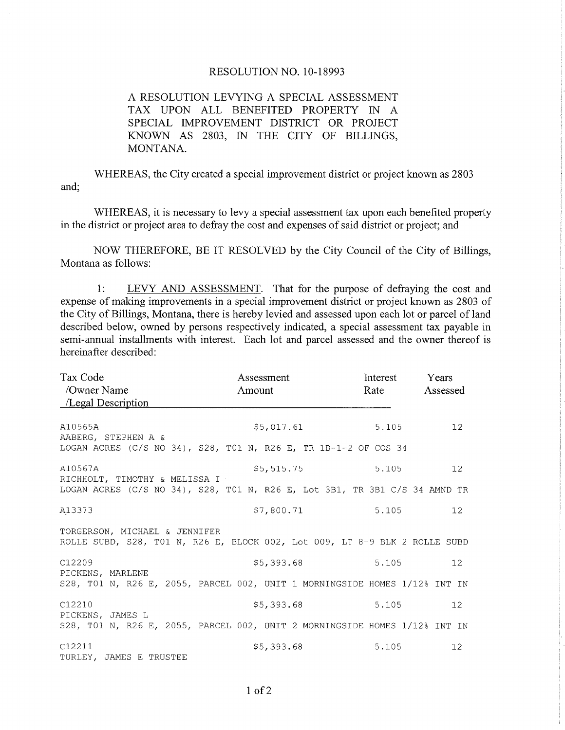RESOLUTION NO. 10-18993

A RESOLUTION LEVYING A SPECIAL ASSESSMENT TAX UPON ALL BENEFITED PROPERTY IN A SPECIAL IMPROVEMENT DISTRICT OR PROJECT KNOWN AS 2803, IN THE CITY OF BILLINGS, MONTANA.

WHEREAS, the City created a special improvement district or project known as 2803 and;

WHEREAS, it is necessary to levy a special assessment tax upon each benefited property in the district or project area to defray the cost and expenses of said district or project; and

NOW THEREFORE, BE IT RESOLVED by the City Council of the City of Billings, Montana as follows:

1: LEVY AND ASSESSMENT. That for the purpose of defraying the cost and expense of making improvements in a special improvement district or project known as 2803 of the City of Billings, Montana, there is hereby levied and assessed upon each lot or parcel of land described below, owned by persons respectively indicated, a special assessment tax payable in semi-annual installments with interest. Each lot and parcel assessed and the owner thereof is hereinafter described:

| Tax Code /Owner Name /Legal Description | Assessment Amount | Interest Rate | Years Assessed |
|---|---|---|---|
| A10565A<br>AABERG, STEPHEN A &<br>LOGAN ACRES (C/S NO 34), S28, T01 N, R26 E, TR 1B-1-2 OF COS 34 | $5,017.61 | 5.105 | 12 |
| A10567A<br>RICHHOLT, TIMOTHY & MELISSA I<br>LOGAN ACRES (C/S NO 34), S28, T01 N, R26 E, Lot 3B1, TR 3B1 C/S 34 AMND TR | $5,515.75 | 5.105 | 12 |
| A13373<br>TORGERSON, MICHAEL & JENNIFER<br>ROLLE SUBD, S28, T01 N, R26 E, BLOCK 002, Lot 009, LT 8-9 BLK 2 ROLLE SUBD | $7,800.71 | 5.105 | 12 |
| C12209<br>PICKENS, MARLENE<br>S28, T01 N, R26 E, 2055, PARCEL 002, UNIT 1 MORNINGSIDE HOMES 1/12% INT IN | $5,393.68 | 5.105 | 12 |
| C12210<br>PICKENS, JAMES L<br>S28, T01 N, R26 E, 2055, PARCEL 002, UNIT 2 MORNINGSIDE HOMES 1/12% INT IN | $5,393.68 | 5.105 | 12 |
| C12211<br>TURLEY, JAMES E TRUSTEE | $5,393.68 | 5.105 | 12 |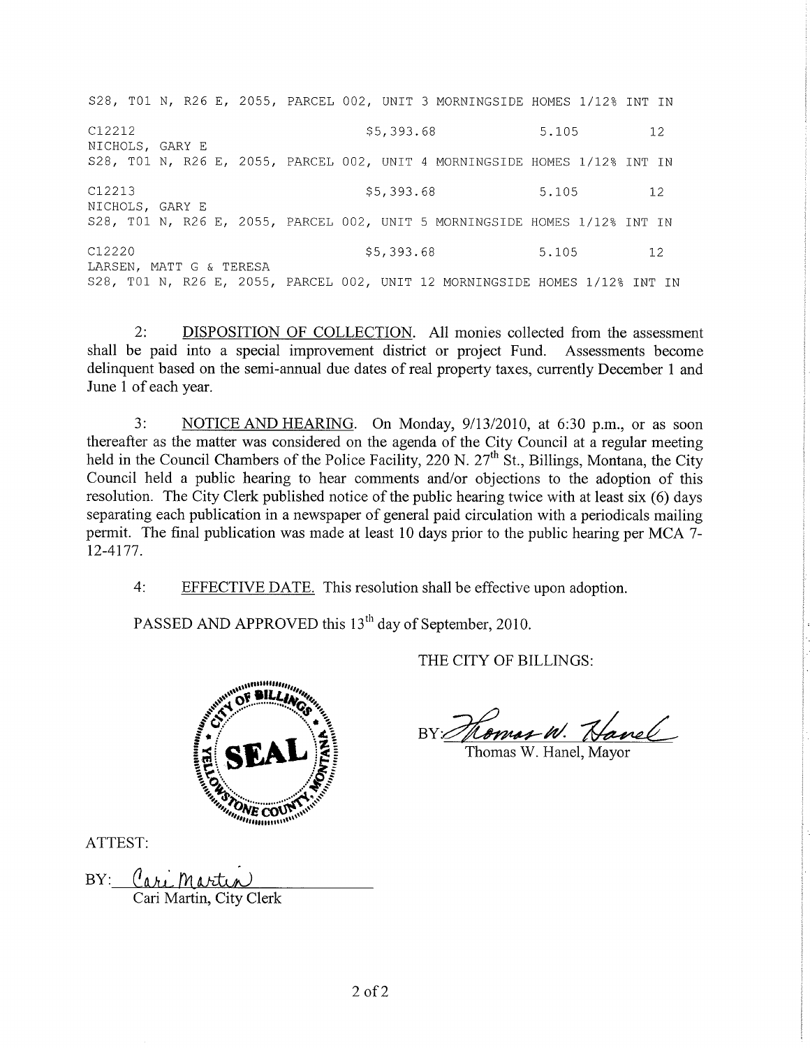S28, T01 N, R26 E, 2055, PARCEL 002, UNIT 3 MORNINGSIDE HOMES 1/12% INT IN

| | | | |
|---|---|---|---|
| C12212 | $5,393.68 | 5.105 | 12 |

NICHOLS, GARY E
S28, T01 N, R26 E, 2055, PARCEL 002, UNIT 4 MORNINGSIDE HOMES 1/12% INT IN

| | | | |
|---|---|---|---|
| C12213 | $5,393.68 | 5.105 | 12 |

NICHOLS, GARY E
S28, T01 N, R26 E, 2055, PARCEL 002, UNIT 5 MORNINGSIDE HOMES 1/12% INT IN

| | | | |
|---|---|---|---|
| C12220 | $5,393.68 | 5.105 | 12 |

LARSEN, MATT G & TERESA
S28, T01 N, R26 E, 2055, PARCEL 002, UNIT 12 MORNINGSIDE HOMES 1/12% INT IN

2: DISPOSITION OF COLLECTION. All monies collected from the assessment shall be paid into a special improvement district or project Fund. Assessments become delinquent based on the semi-annual due dates of real property taxes, currently December 1 and June 1 of each year.

3: NOTICE AND HEARING. On Monday, 9/13/2010, at 6:30 p.m., or as soon thereafter as the matter was considered on the agenda of the City Council at a regular meeting held in the Council Chambers of the Police Facility, 220 N. 27th St., Billings, Montana, the City Council held a public hearing to hear comments and/or objections to the adoption of this resolution. The City Clerk published notice of the public hearing twice with at least six (6) days separating each publication in a newspaper of general paid circulation with a periodicals mailing permit. The final publication was made at least 10 days prior to the public hearing per MCA 7-12-4177.

4: EFFECTIVE DATE. This resolution shall be effective upon adoption.

PASSED AND APPROVED this 13th day of September, 2010.

THE CITY OF BILLINGS:

CITY OF BILLINGS SEAL YELLOWSTONE COUNTY, MONTANA

BY: Thomas W. Hanel
Thomas W. Hanel, Mayor

ATTEST:

BY: Cari Martin
Cari Martin, City Clerk